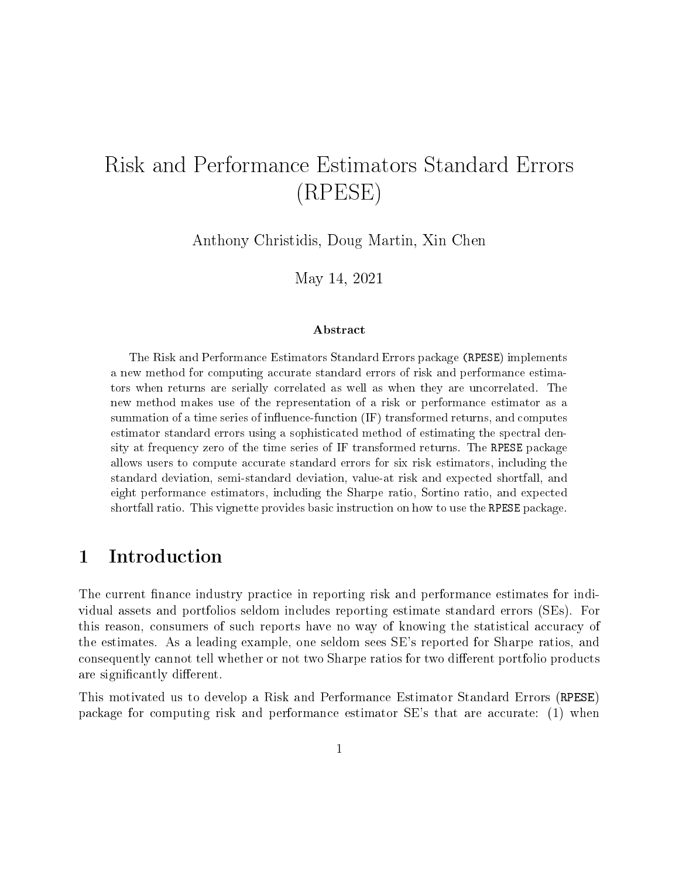# Risk and Performance Estimators Standard Errors (RPESE)

Anthony Christidis, Doug Martin, Xin Chen

May 14, 2021

**Abstract**

The Risk and Performance Estimators Standard Errors package (`RPESE`) implements a new method for computing accurate standard errors of risk and performance estimators when returns are serially correlated as well as when they are uncorrelated. The new method makes use of the representation of a risk or performance estimator as a summation of a time series of influence-function (IF) transformed returns, and computes estimator standard errors using a sophisticated method of estimating the spectral density at frequency zero of the time series of IF transformed returns. The `RPESE` package allows users to compute accurate standard errors for six risk estimators, including the standard deviation, semi-standard deviation, value-at risk and expected shortfall, and eight performance estimators, including the Sharpe ratio, Sortino ratio, and expected shortfall ratio. This vignette provides basic instruction on how to use the `RPESE` package.

## 1 Introduction

The current finance industry practice in reporting risk and performance estimates for individual assets and portfolios seldom includes reporting estimate standard errors (SEs). For this reason, consumers of such reports have no way of knowing the statistical accuracy of the estimates. As a leading example, one seldom sees SE's reported for Sharpe ratios, and consequently cannot tell whether or not two Sharpe ratios for two different portfolio products are significantly different.

This motivated us to develop a Risk and Performance Estimator Standard Errors (`RPESE`) package for computing risk and performance estimator SE's that are accurate: (1) when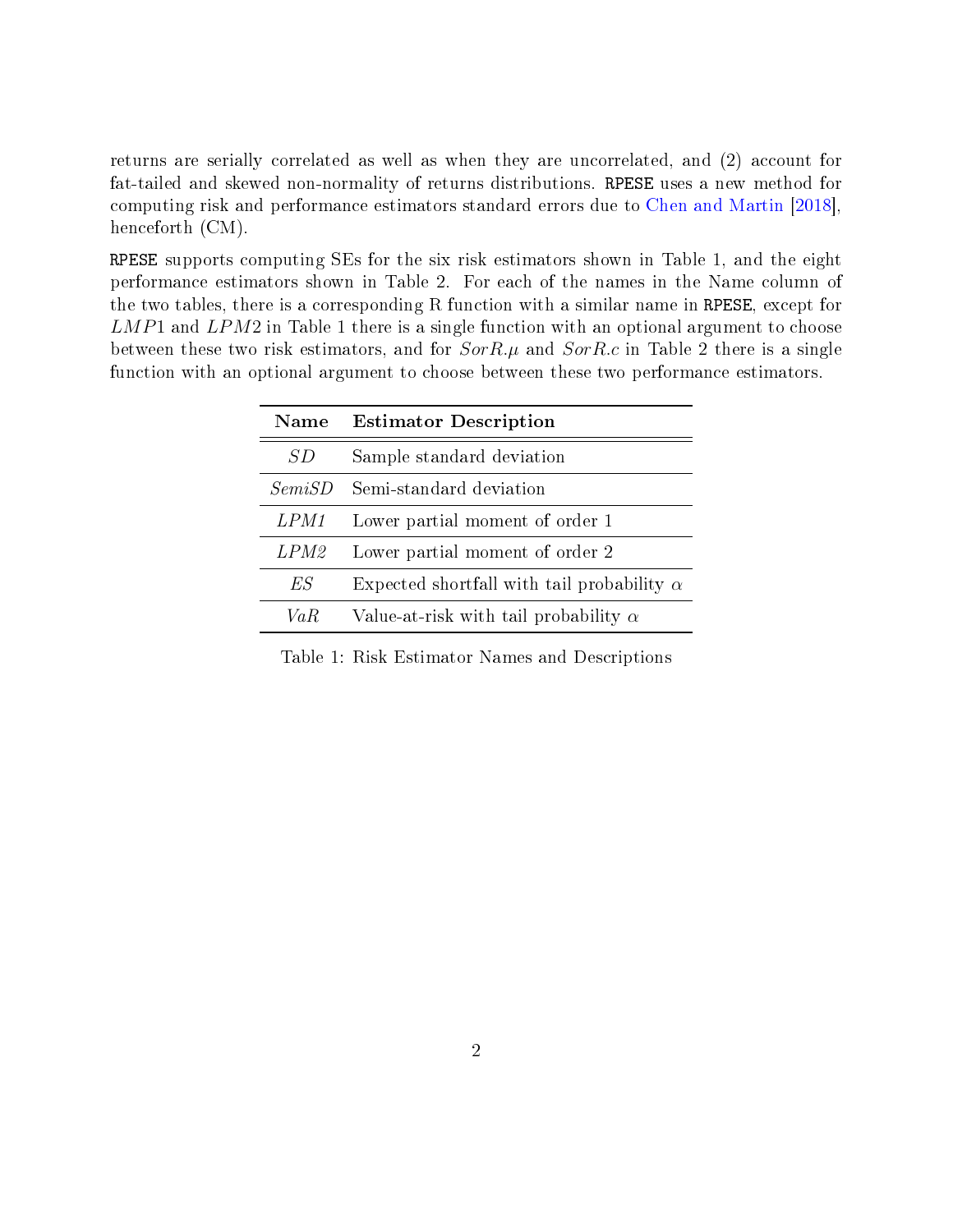returns are serially correlated as well as when they are uncorrelated, and (2) account for fat-tailed and skewed non-normality of returns distributions. `RPESE` uses a new method for computing risk and performance estimators standard errors due to Chen and Martin [2018], henceforth (CM).

`RPESE` supports computing SEs for the six risk estimators shown in Table 1, and the eight performance estimators shown in Table 2. For each of the names in the Name column of the two tables, there is a corresponding R function with a similar name in `RPESE`, except for $LMP1$ and $LPM2$ in Table 1 there is a single function with an optional argument to choose between these two risk estimators, and for $SorR.\mu$ and $SorR.c$ in Table 2 there is a single function with an optional argument to choose between these two performance estimators.

| **Name** | **Estimator Description** |
|---|---|
| *SD* | Sample standard deviation |
| *SemiSD* | Semi-standard deviation |
| *LPM1* | Lower partial moment of order 1 |
| *LPM2* | Lower partial moment of order 2 |
| *ES* | Expected shortfall with tail probability $\alpha$ |
| *VaR* | Value-at-risk with tail probability $\alpha$ |

Table 1: Risk Estimator Names and Descriptions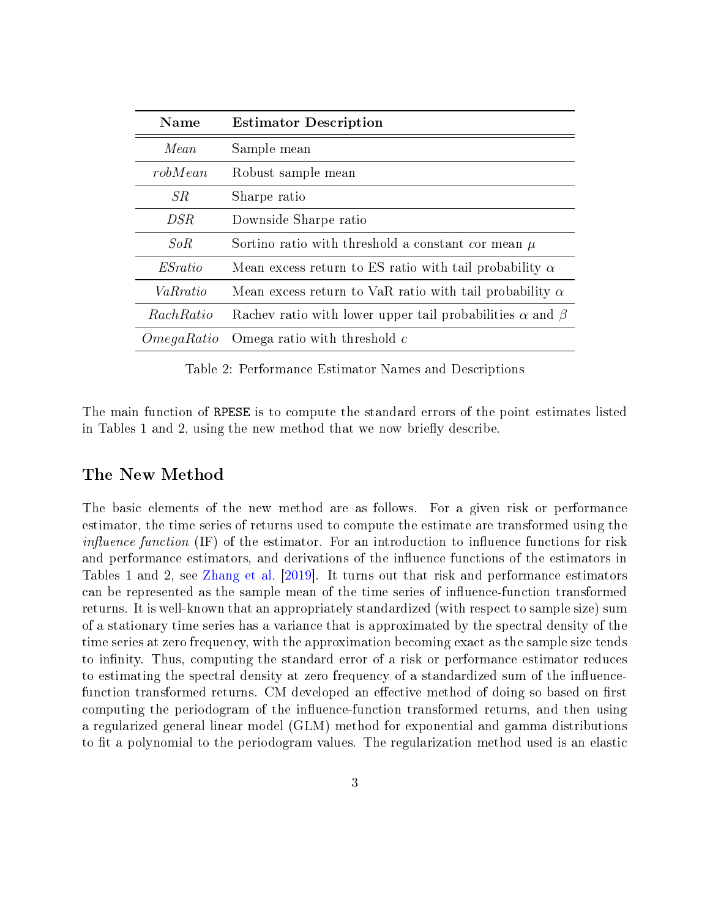| Name | Estimator Description |
|---|---|
| *Mean* | Sample mean |
| *robMean* | Robust sample mean |
| *SR* | Sharpe ratio |
| *DSR* | Downside Sharpe ratio |
| *SoR* | Sortino ratio with threshold a constant $c$or mean $\mu$ |
| *ESratio* | Mean excess return to ES ratio with tail probability $\alpha$ |
| *VaRratio* | Mean excess return to VaR ratio with tail probability $\alpha$ |
| *RachRatio* | Rachev ratio with lower upper tail probabilities $\alpha$ and $\beta$ |
| *OmegaRatio* | Omega ratio with threshold $c$ |

Table 2: Performance Estimator Names and Descriptions

The main function of RPESE is to compute the standard errors of the point estimates listed in Tables 1 and 2, using the new method that we now briefly describe.

## The New Method

The basic elements of the new method are as follows. For a given risk or performance estimator, the time series of returns used to compute the estimate are transformed using the *influence function* (IF) of the estimator. For an introduction to influence functions for risk and performance estimators, and derivations of the influence functions of the estimators in Tables 1 and 2, see Zhang et al. [2019]. It turns out that risk and performance estimators can be represented as the sample mean of the time series of influence-function transformed returns. It is well-known that an appropriately standardized (with respect to sample size) sum of a stationary time series has a variance that is approximated by the spectral density of the time series at zero frequency, with the approximation becoming exact as the sample size tends to infinity. Thus, computing the standard error of a risk or performance estimator reduces to estimating the spectral density at zero frequency of a standardized sum of the influence-function transformed returns. CM developed an effective method of doing so based on first computing the periodogram of the influence-function transformed returns, and then using a regularized general linear model (GLM) method for exponential and gamma distributions to fit a polynomial to the periodogram values. The regularization method used is an elastic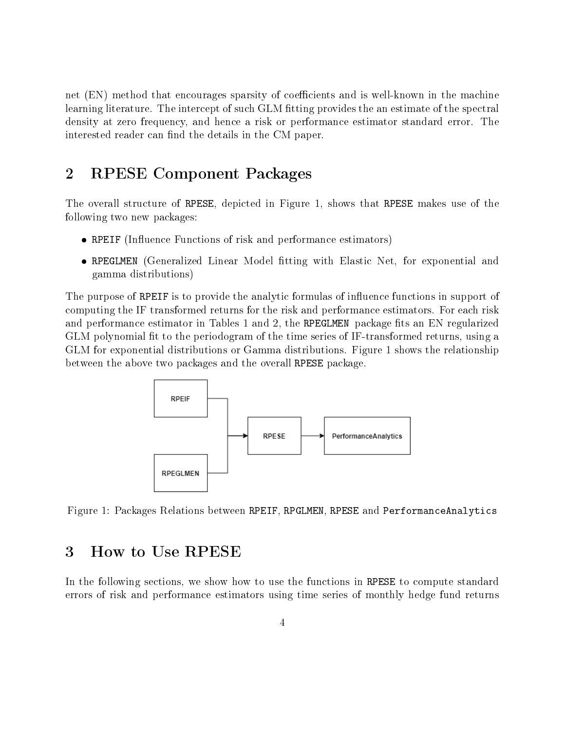net (EN) method that encourages sparsity of coefficients and is well-known in the machine learning literature. The intercept of such GLM fitting provides the an estimate of the spectral density at zero frequency, and hence a risk or performance estimator standard error. The interested reader can find the details in the CM paper.

## 2 RPESE Component Packages

The overall structure of `RPESE`, depicted in Figure 1, shows that `RPESE` makes use of the following two new packages:

- `RPEIF` (Influence Functions of risk and performance estimators)
- `RPEGLMEN` (Generalized Linear Model fitting with Elastic Net, for exponential and gamma distributions)

The purpose of `RPEIF` is to provide the analytic formulas of influence functions in support of computing the IF transformed returns for the risk and performance estimators. For each risk and performance estimator in Tables 1 and 2, the `RPEGLMEN` package fits an EN regularized GLM polynomial fit to the periodogram of the time series of IF-transformed returns, using a GLM for exponential distributions or Gamma distributions. Figure 1 shows the relationship between the above two packages and the overall `RPESE` package.

Figure 1: Packages Relations between `RPEIF`, `RPGLMEN`, `RPESE` and `PerformanceAnalytics`

## 3 How to Use RPESE

In the following sections, we show how to use the functions in `RPESE` to compute standard errors of risk and performance estimators using time series of monthly hedge fund returns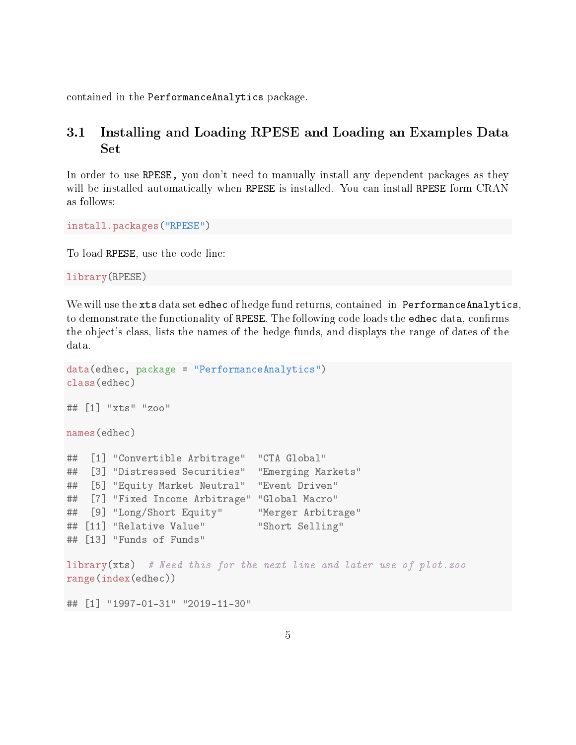contained in the `PerformanceAnalytics` package.

## 3.1 Installing and Loading RPESE and Loading an Examples Data Set

In order to use `RPESE,` you don't need to manually install any dependent packages as they will be installed automatically when `RPESE` is installed. You can install `RPESE` form CRAN as follows:

```
install.packages("RPESE")
```

To load `RPESE`, use the code line:

```
library(RPESE)
```

We will use the `xts` data set `edhec` of hedge fund returns, contained in `PerformanceAnalytics`, to demonstrate the functionality of `RPESE`. The following code loads the `edhec` data, confirms the object's class, lists the names of the hedge funds, and displays the range of dates of the data.

```
data(edhec, package = "PerformanceAnalytics")
class(edhec)

## [1] "xts" "zoo"

names(edhec)

##  [1] "Convertible Arbitrage"  "CTA Global"
##  [3] "Distressed Securities"  "Emerging Markets"
##  [5] "Equity Market Neutral"  "Event Driven"
##  [7] "Fixed Income Arbitrage" "Global Macro"
##  [9] "Long/Short Equity"      "Merger Arbitrage"
## [11] "Relative Value"         "Short Selling"
## [13] "Funds of Funds"

library(xts)  # Need this for the next line and later use of plot.zoo
range(index(edhec))

## [1] "1997-01-31" "2019-11-30"
```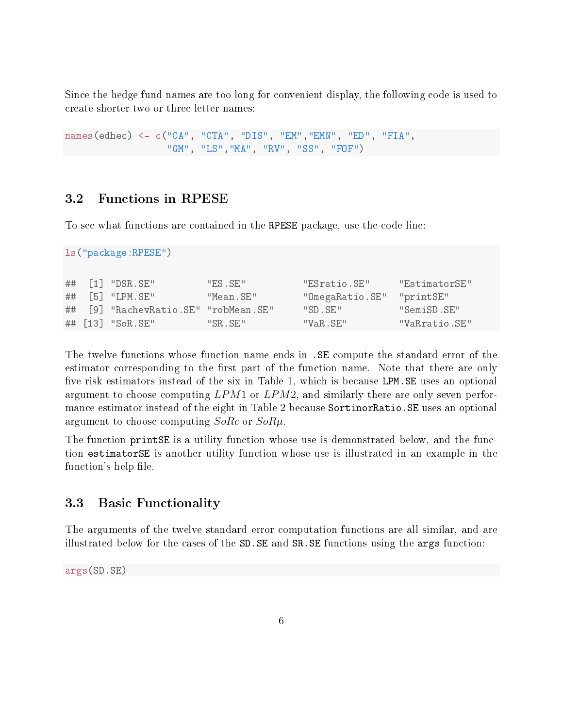Since the hedge fund names are too long for convenient display, the following code is used to create shorter two or three letter names:

```
names(edhec) <- c("CA", "CTA", "DIS", "EM","EMN", "ED", "FIA",
                  "GM", "LS","MA", "RV", "SS", "FOF")
```

## 3.2 Functions in RPESE

To see what functions are contained in the RPESE package, use the code line:

```
ls("package:RPESE")

##  [1] "DSR.SE"          "ES.SE"           "ESratio.SE"      "EstimatorSE"
##  [5] "LPM.SE"          "Mean.SE"         "OmegaRatio.SE"   "printSE"
##  [9] "RachevRatio.SE" "robMean.SE"     "SD.SE"           "SemiSD.SE"
## [13] "SoR.SE"          "SR.SE"           "VaR.SE"          "VaRratio.SE"
```

The twelve functions whose function name ends in .SE compute the standard error of the estimator corresponding to the first part of the function name. Note that there are only five risk estimators instead of the six in Table 1, which is because LPM.SE uses an optional argument to choose computing $LPM1$ or $LPM2$, and similarly there are only seven performance estimator instead of the eight in Table 2 because SortinorRatio.SE uses an optional argument to choose computing $SoRc$ or $SoR\mu$.

The function printSE is a utility function whose use is demonstrated below, and the function estimatorSE is another utility function whose use is illustrated in an example in the function's help file.

## 3.3 Basic Functionality

The arguments of the twelve standard error computation functions are all similar, and are illustrated below for the cases of the SD.SE and SR.SE functions using the args function:

```
args(SD.SE)
```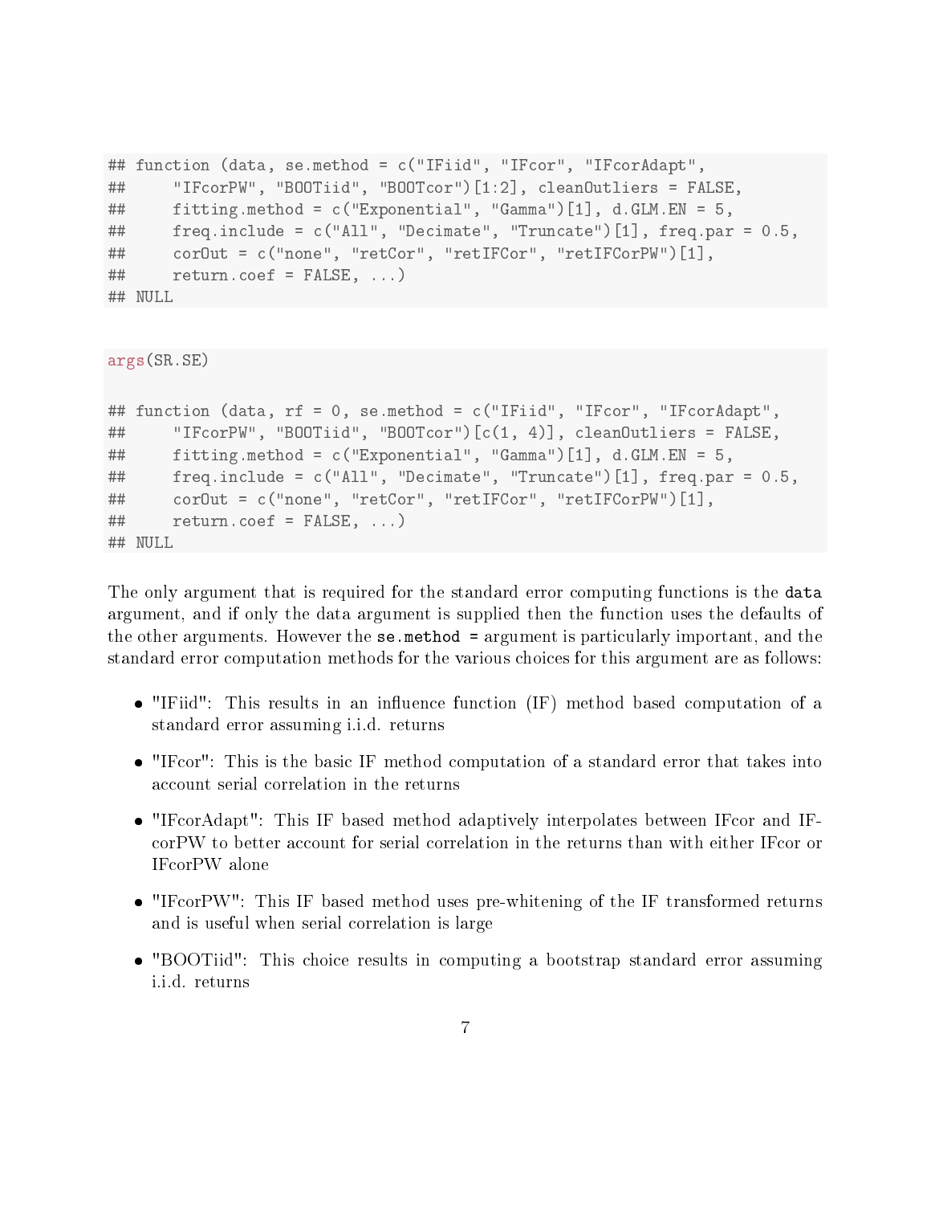```
## function (data, se.method = c("IFiid", "IFcor", "IFcorAdapt",
##     "IFcorPW", "BOOTiid", "BOOTcor")[1:2], cleanOutliers = FALSE,
##     fitting.method = c("Exponential", "Gamma")[1], d.GLM.EN = 5,
##     freq.include = c("All", "Decimate", "Truncate")[1], freq.par = 0.5,
##     corOut = c("none", "retCor", "retIFCor", "retIFCorPW")[1],
##     return.coef = FALSE, ...)
## NULL
```

```
args(SR.SE)
```

```
## function (data, rf = 0, se.method = c("IFiid", "IFcor", "IFcorAdapt",
##     "IFcorPW", "BOOTiid", "BOOTcor")[c(1, 4)], cleanOutliers = FALSE,
##     fitting.method = c("Exponential", "Gamma")[1], d.GLM.EN = 5,
##     freq.include = c("All", "Decimate", "Truncate")[1], freq.par = 0.5,
##     corOut = c("none", "retCor", "retIFCor", "retIFCorPW")[1],
##     return.coef = FALSE, ...)
## NULL
```

The only argument that is required for the standard error computing functions is the `data` argument, and if only the data argument is supplied then the function uses the defaults of the other arguments. However the `se.method =` argument is particularly important, and the standard error computation methods for the various choices for this argument are as follows:

- "IFiid": This results in an influence function (IF) method based computation of a standard error assuming i.i.d. returns
- "IFcor": This is the basic IF method computation of a standard error that takes into account serial correlation in the returns
- "IFcorAdapt": This IF based method adaptively interpolates between IFcor and IFcorPW to better account for serial correlation in the returns than with either IFcor or IFcorPW alone
- "IFcorPW": This IF based method uses pre-whitening of the IF transformed returns and is useful when serial correlation is large
- "BOOTiid": This choice results in computing a bootstrap standard error assuming i.i.d. returns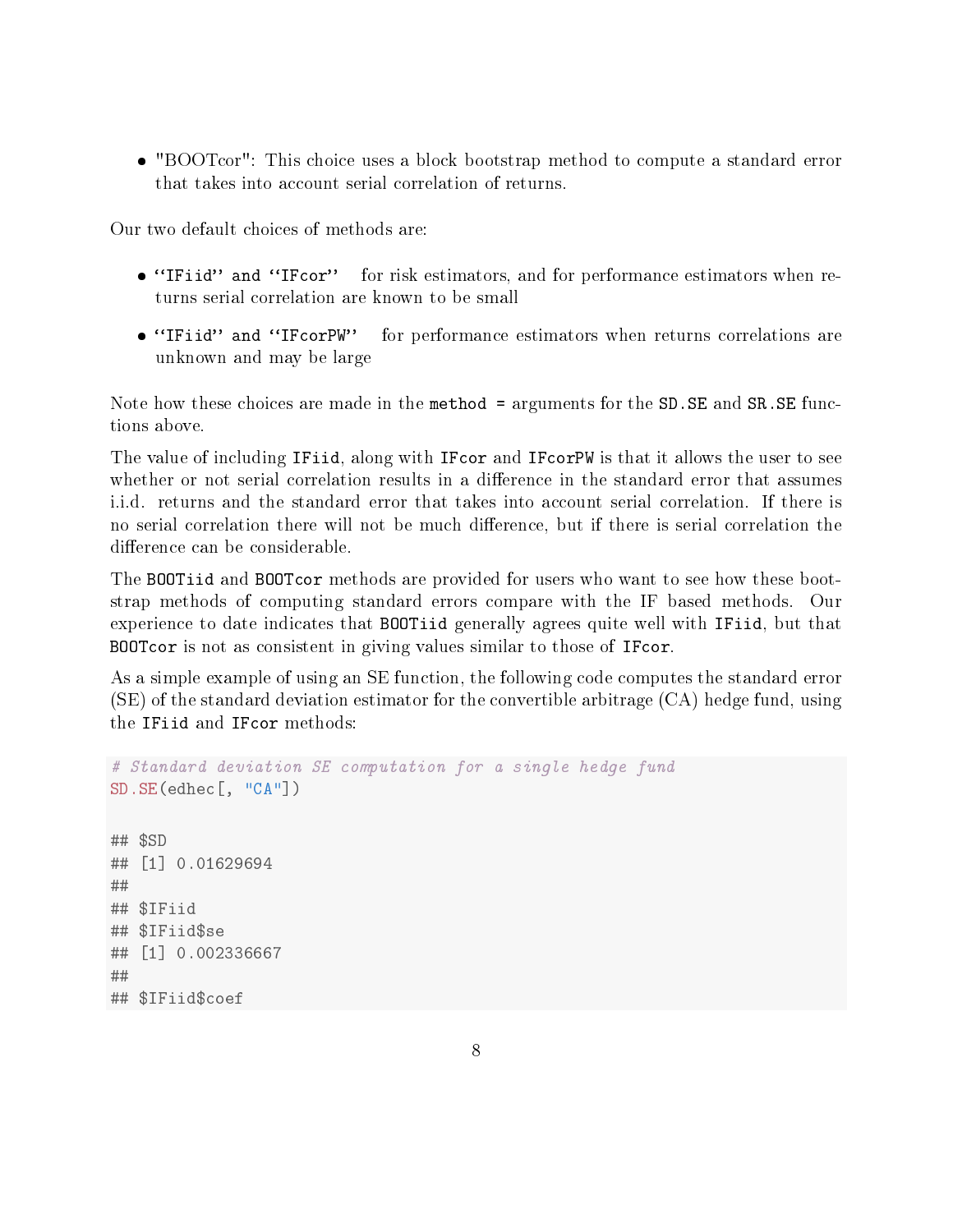- "BOOTcor": This choice uses a block bootstrap method to compute a standard error that takes into account serial correlation of returns.

Our two default choices of methods are:

- ``IFiid'' and ``IFcor'' for risk estimators, and for performance estimators when returns serial correlation are known to be small
- ``IFiid'' and ``IFcorPW'' for performance estimators when returns correlations are unknown and may be large

Note how these choices are made in the `method =` arguments for the `SD.SE` and `SR.SE` functions above.

The value of including `IFiid`, along with `IFcor` and `IFcorPW` is that it allows the user to see whether or not serial correlation results in a difference in the standard error that assumes i.i.d. returns and the standard error that takes into account serial correlation. If there is no serial correlation there will not be much difference, but if there is serial correlation the difference can be considerable.

The `BOOTiid` and `BOOTcor` methods are provided for users who want to see how these bootstrap methods of computing standard errors compare with the IF based methods. Our experience to date indicates that `BOOTiid` generally agrees quite well with `IFiid`, but that `BOOTcor` is not as consistent in giving values similar to those of `IFcor`.

As a simple example of using an SE function, the following code computes the standard error (SE) of the standard deviation estimator for the convertible arbitrage (CA) hedge fund, using the `IFiid` and `IFcor` methods:

```
# Standard deviation SE computation for a single hedge fund
SD.SE(edhec[, "CA"])

## $SD
## [1] 0.01629694
##
## $IFiid
## $IFiid$se
## [1] 0.002336667
##
## $IFiid$coef
```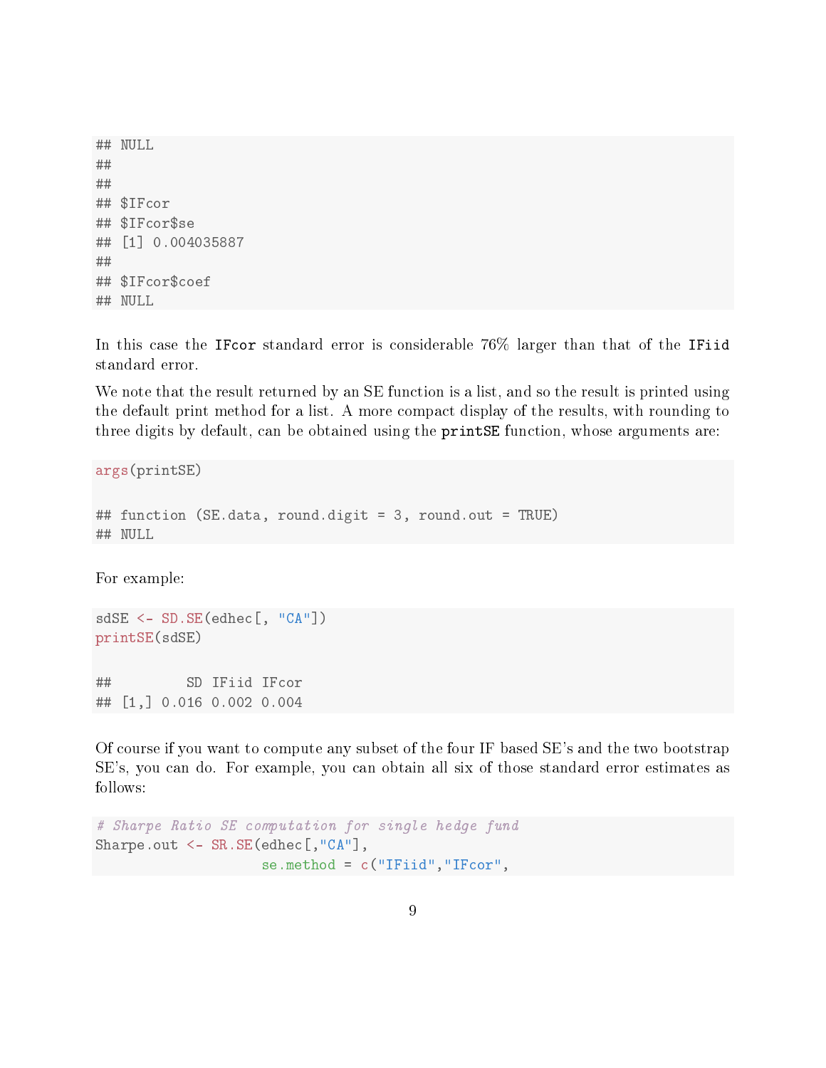```
## NULL
##
##
## $IFcor
## $IFcor$se
## [1] 0.004035887
##
## $IFcor$coef
## NULL
```

In this case the `IFcor` standard error is considerable 76% larger than that of the `IFiid` standard error.

We note that the result returned by an SE function is a list, and so the result is printed using the default print method for a list. A more compact display of the results, with rounding to three digits by default, can be obtained using the **printSE** function, whose arguments are:

```
args(printSE)

## function (SE.data, round.digit = 3, round.out = TRUE)
## NULL
```

For example:

```
sdSE <- SD.SE(edhec[, "CA"])
printSE(sdSE)

##          SD IFiid IFcor
## [1,] 0.016 0.002 0.004
```

Of course if you want to compute any subset of the four IF based SE's and the two bootstrap SE's, you can do. For example, you can obtain all six of those standard error estimates as follows:

```
# Sharpe Ratio SE computation for single hedge fund
Sharpe.out <- SR.SE(edhec[,"CA"],
                    se.method = c("IFiid","IFcor",
```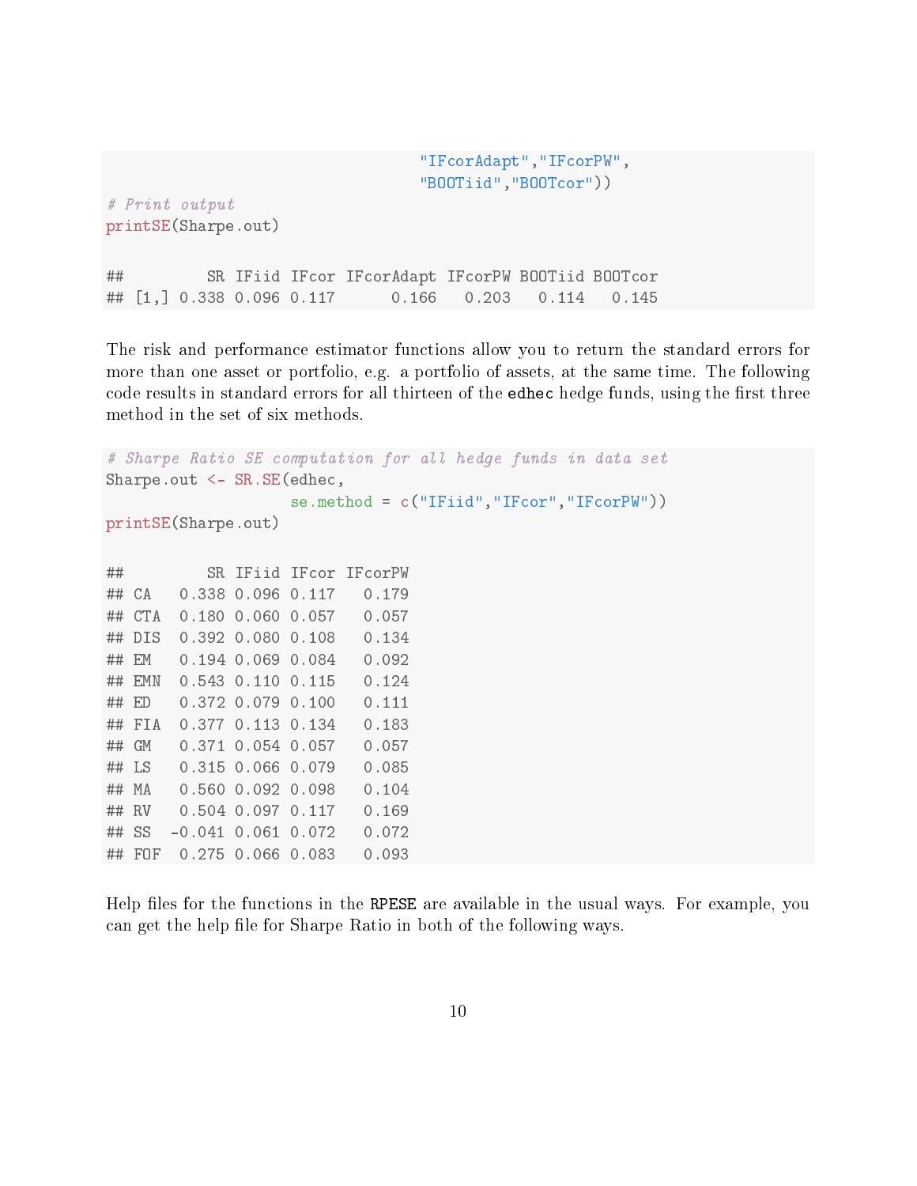```
                                  "IFcorAdapt","IFcorPW",
                                  "BOOTiid","BOOTcor"))
# Print output
printSE(Sharpe.out)

##         SR IFiid IFcor IFcorAdapt IFcorPW BOOTiid BOOTcor
## [1,] 0.338 0.096 0.117      0.166   0.203   0.114   0.145
```

The risk and performance estimator functions allow you to return the standard errors for more than one asset or portfolio, e.g. a portfolio of assets, at the same time. The following code results in standard errors for all thirteen of the `edhec` hedge funds, using the first three method in the set of six methods.

```
# Sharpe Ratio SE computation for all hedge funds in data set
Sharpe.out <- SR.SE(edhec,
                    se.method = c("IFiid","IFcor","IFcorPW"))
printSE(Sharpe.out)

##         SR IFiid IFcor IFcorPW
## CA   0.338 0.096 0.117   0.179
## CTA  0.180 0.060 0.057   0.057
## DIS  0.392 0.080 0.108   0.134
## EM   0.194 0.069 0.084   0.092
## EMN  0.543 0.110 0.115   0.124
## ED   0.372 0.079 0.100   0.111
## FIA  0.377 0.113 0.134   0.183
## GM   0.371 0.054 0.057   0.057
## LS   0.315 0.066 0.079   0.085
## MA   0.560 0.092 0.098   0.104
## RV   0.504 0.097 0.117   0.169
## SS  -0.041 0.061 0.072   0.072
## FOF  0.275 0.066 0.083   0.093
```

Help files for the functions in the `RPESE` are available in the usual ways. For example, you can get the help file for Sharpe Ratio in both of the following ways.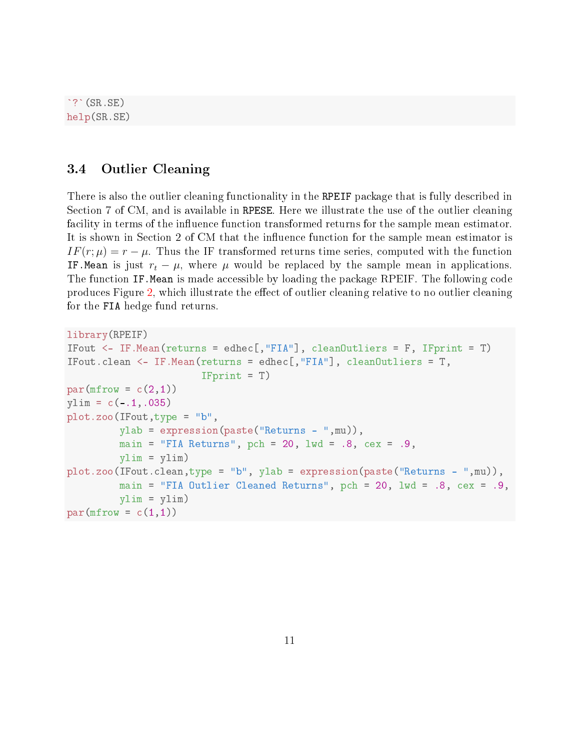```
`?`(SR.SE)
help(SR.SE)
```

### 3.4 Outlier Cleaning

There is also the outlier cleaning functionality in the RPEIF package that is fully described in Section 7 of CM, and is available in RPESE. Here we illustrate the use of the outlier cleaning facility in terms of the influence function transformed returns for the sample mean estimator. It is shown in Section 2 of CM that the influence function for the sample mean estimator is $IF(r;\mu) = r - \mu$. Thus the IF transformed returns time series, computed with the function IF.Mean is just $r_t - \mu$, where $\mu$ would be replaced by the sample mean in applications. The function IF.Mean is made accessible by loading the package RPEIF. The following code produces Figure 2, which illustrate the effect of outlier cleaning relative to no outlier cleaning for the FIA hedge fund returns.

```
library(RPEIF)
IFout <- IF.Mean(returns = edhec[,"FIA"], cleanOutliers = F, IFprint = T)
IFout.clean <- IF.Mean(returns = edhec[,"FIA"], cleanOutliers = T,
                       IFprint = T)
par(mfrow = c(2,1))
ylim = c(-.1,.035)
plot.zoo(IFout,type = "b",
         ylab = expression(paste("Returns - ",mu)),
         main = "FIA Returns", pch = 20, lwd = .8, cex = .9,
         ylim = ylim)
plot.zoo(IFout.clean,type = "b", ylab = expression(paste("Returns - ",mu)),
         main = "FIA Outlier Cleaned Returns", pch = 20, lwd = .8, cex = .9,
         ylim = ylim)
par(mfrow = c(1,1))
```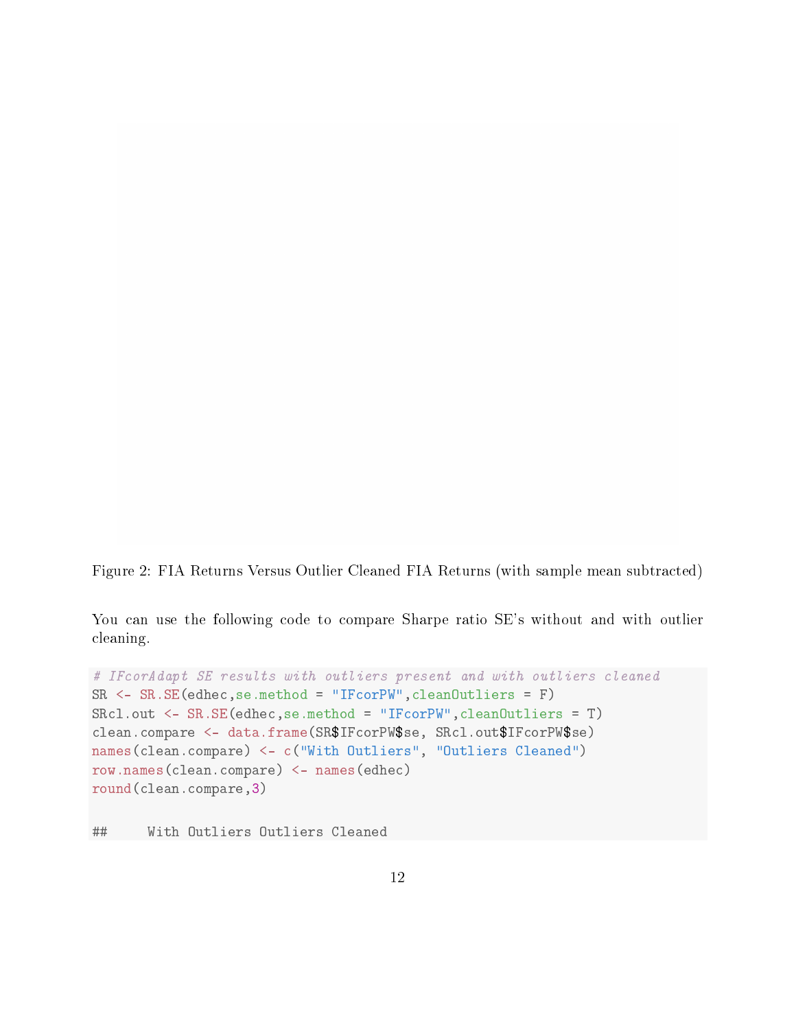Figure 2: FIA Returns Versus Outlier Cleaned FIA Returns (with sample mean subtracted)

You can use the following code to compare Sharpe ratio SE's without and with outlier cleaning.

```
# IFcorAdapt SE results with outliers present and with outliers cleaned
SR <- SR.SE(edhec,se.method = "IFcorPW",cleanOutliers = F)
SRcl.out <- SR.SE(edhec,se.method = "IFcorPW",cleanOutliers = T)
clean.compare <- data.frame(SR$IFcorPW$se, SRcl.out$IFcorPW$se)
names(clean.compare) <- c("With Outliers", "Outliers Cleaned")
row.names(clean.compare) <- names(edhec)
round(clean.compare,3)

##     With Outliers Outliers Cleaned
```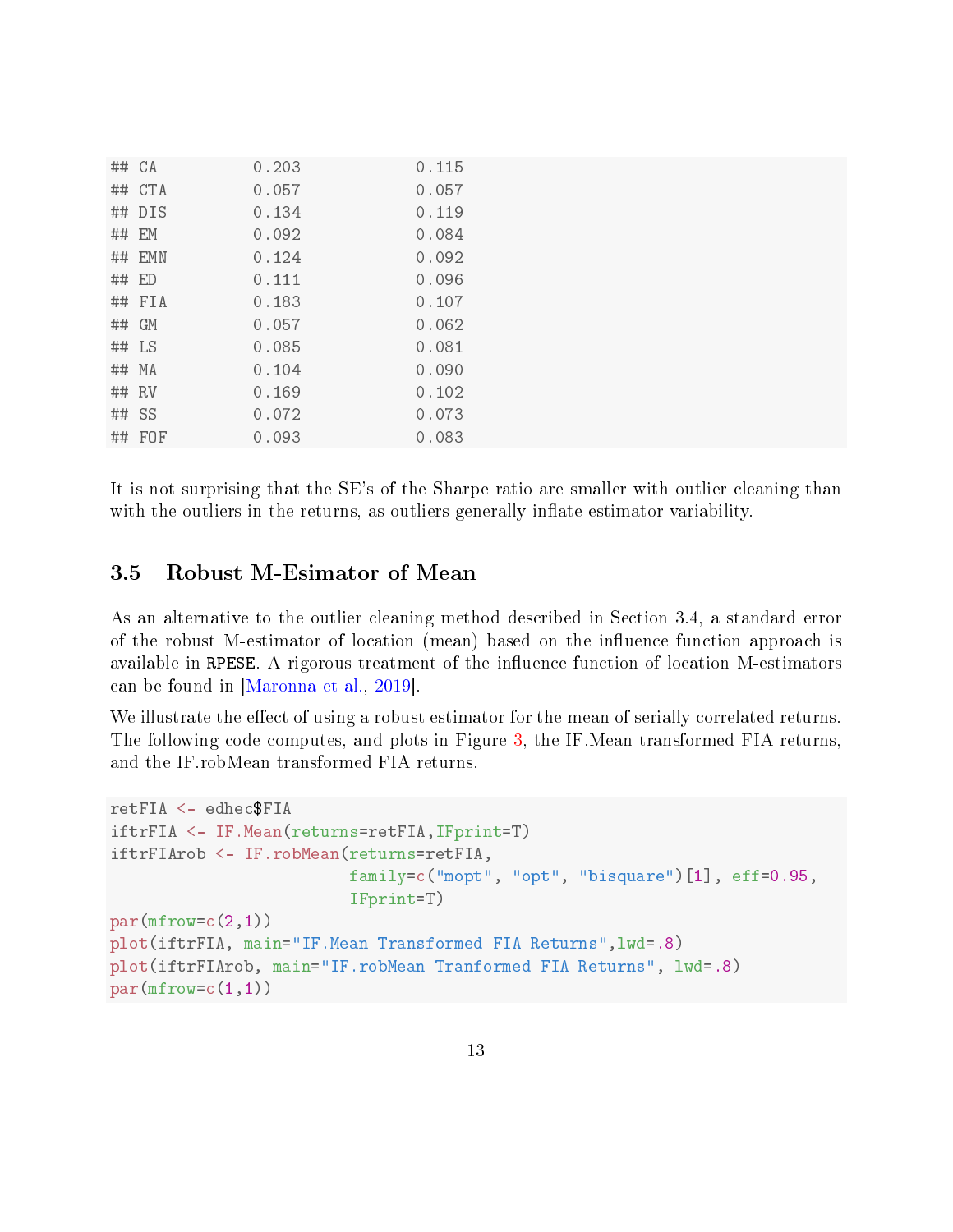```
## CA          0.203            0.115
## CTA         0.057            0.057
## DIS         0.134            0.119
## EM          0.092            0.084
## EMN         0.124            0.092
## ED          0.111            0.096
## FIA         0.183            0.107
## GM          0.057            0.062
## LS          0.085            0.081
## MA          0.104            0.090
## RV          0.169            0.102
## SS          0.072            0.073
## FOF         0.093            0.083
```

It is not surprising that the SE's of the Sharpe ratio are smaller with outlier cleaning than with the outliers in the returns, as outliers generally inflate estimator variability.

## 3.5 Robust M-Esimator of Mean

As an alternative to the outlier cleaning method described in Section 3.4, a standard error of the robust M-estimator of location (mean) based on the influence function approach is available in RPESE. A rigorous treatment of the influence function of location M-estimators can be found in [Maronna et al., 2019].

We illustrate the effect of using a robust estimator for the mean of serially correlated returns. The following code computes, and plots in Figure 3, the IF.Mean transformed FIA returns, and the IF.robMean transformed FIA returns.

```
retFIA <- edhec$FIA
iftrFIA <- IF.Mean(returns=retFIA,IFprint=T)
iftrFIArob <- IF.robMean(returns=retFIA,
                        family=c("mopt", "opt", "bisquare")[1], eff=0.95,
                        IFprint=T)
par(mfrow=c(2,1))
plot(iftrFIA, main="IF.Mean Transformed FIA Returns",lwd=.8)
plot(iftrFIArob, main="IF.robMean Tranformed FIA Returns", lwd=.8)
par(mfrow=c(1,1))
```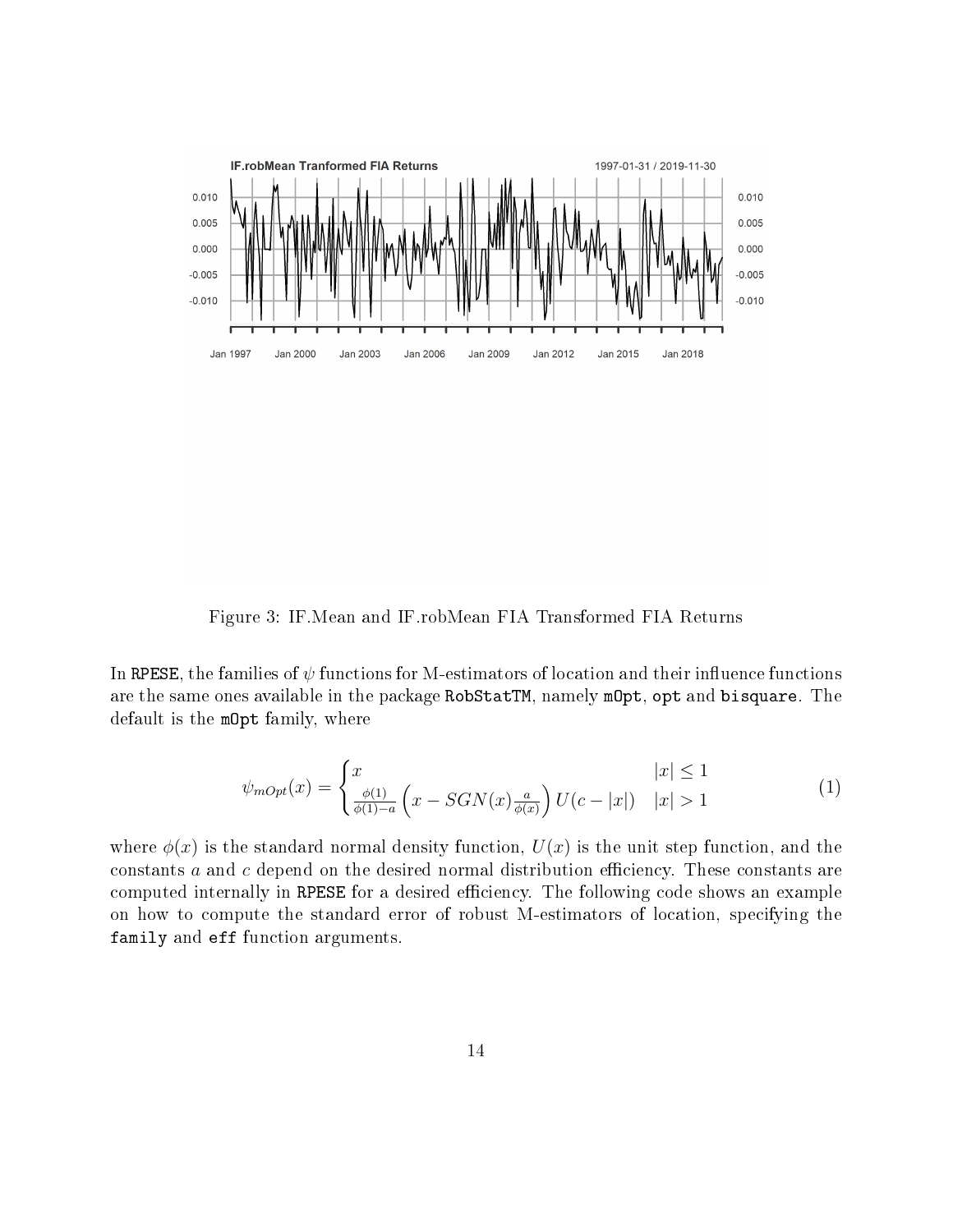Figure 3: IF.Mean and IF.robMean FIA Transformed FIA Returns

In RPESE, the families of $\psi$ functions for M-estimators of location and their influence functions are the same ones available in the package RobStatTM, namely mOpt, opt and bisquare. The default is the mOpt family, where

$$\psi_{mOpt}(x) = \begin{cases} x & |x| \leq 1 \\ \frac{\phi(1)}{\phi(1)-a} \left( x - SGN(x) \frac{a}{\phi(x)} \right) U(c - |x|) & |x| > 1 \end{cases} \tag{1}$$

where $\phi(x)$ is the standard normal density function, $U(x)$ is the unit step function, and the constants $a$ and $c$ depend on the desired normal distribution efficiency. These constants are computed internally in RPESE for a desired efficiency. The following code shows an example on how to compute the standard error of robust M-estimators of location, specifying the family and eff function arguments.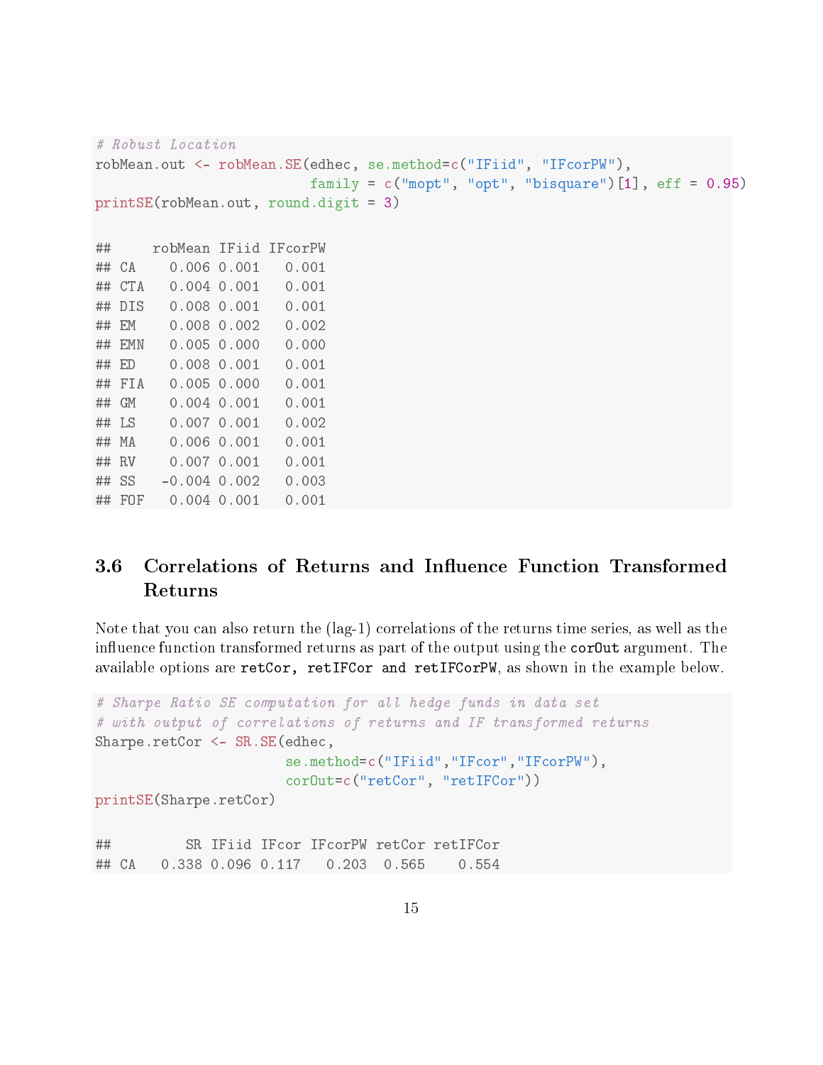```r
# Robust Location
robMean.out <- robMean.SE(edhec, se.method=c("IFiid", "IFcorPW"),
                          family = c("mopt", "opt", "bisquare")[1], eff = 0.95)
printSE(robMean.out, round.digit = 3)
```

```
##     robMean IFiid IFcorPW
## CA    0.006 0.001   0.001
## CTA   0.004 0.001   0.001
## DIS   0.008 0.001   0.001
## EM    0.008 0.002   0.002
## EMN   0.005 0.000   0.000
## ED    0.008 0.001   0.001
## FIA   0.005 0.000   0.001
## GM    0.004 0.001   0.001
## LS    0.007 0.001   0.002
## MA    0.006 0.001   0.001
## RV    0.007 0.001   0.001
## SS   -0.004 0.002   0.003
## FOF   0.004 0.001   0.001
```

## 3.6 Correlations of Returns and Influence Function Transformed Returns

Note that you can also return the (lag-1) correlations of the returns time series, as well as the influence function transformed returns as part of the output using the `corOut` argument. The available options are `retCor, retIFCor and retIFCorPW`, as shown in the example below.

```r
# Sharpe Ratio SE computation for all hedge funds in data set
# with output of correlations of returns and IF transformed returns
Sharpe.retCor <- SR.SE(edhec,
                      se.method=c("IFiid","IFcor","IFcorPW"),
                      corOut=c("retCor", "retIFCor"))
printSE(Sharpe.retCor)
```

```
##         SR IFiid IFcor IFcorPW retCor retIFCor
## CA   0.338 0.096 0.117   0.203  0.565    0.554
```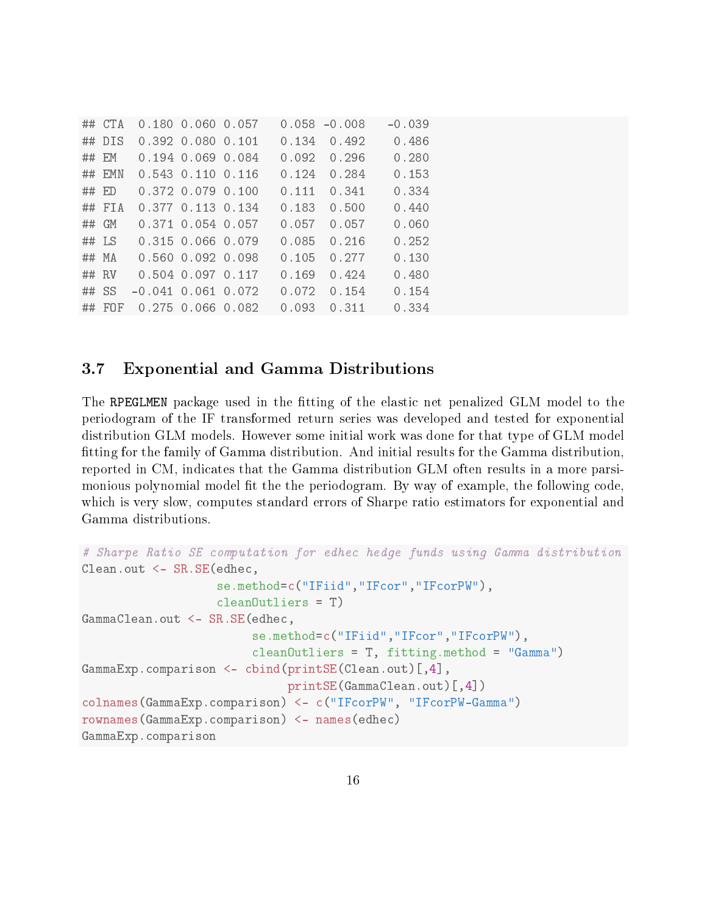```
## CTA  0.180 0.060 0.057   0.058 -0.008   -0.039
## DIS  0.392 0.080 0.101   0.134  0.492    0.486
## EM   0.194 0.069 0.084   0.092  0.296    0.280
## EMN  0.543 0.110 0.116   0.124  0.284    0.153
## ED   0.372 0.079 0.100   0.111  0.341    0.334
## FIA  0.377 0.113 0.134   0.183  0.500    0.440
## GM   0.371 0.054 0.057   0.057  0.057    0.060
## LS   0.315 0.066 0.079   0.085  0.216    0.252
## MA   0.560 0.092 0.098   0.105  0.277    0.130
## RV   0.504 0.097 0.117   0.169  0.424    0.480
## SS  -0.041 0.061 0.072   0.072  0.154    0.154
## FOF  0.275 0.066 0.082   0.093  0.311    0.334
```

### 3.7 Exponential and Gamma Distributions

The RPEGLMEN package used in the fitting of the elastic net penalized GLM model to the periodogram of the IF transformed return series was developed and tested for exponential distribution GLM models. However some initial work was done for that type of GLM model fitting for the family of Gamma distribution. And initial results for the Gamma distribution, reported in CM, indicates that the Gamma distribution GLM often results in a more parsimonious polynomial model fit the the periodogram. By way of example, the following code, which is very slow, computes standard errors of Sharpe ratio estimators for exponential and Gamma distributions.

```
# Sharpe Ratio SE computation for edhec hedge funds using Gamma distribution
Clean.out <- SR.SE(edhec,
                   se.method=c("IFiid","IFcor","IFcorPW"),
                   cleanOutliers = T)
GammaClean.out <- SR.SE(edhec,
                        se.method=c("IFiid","IFcor","IFcorPW"),
                        cleanOutliers = T, fitting.method = "Gamma")
GammaExp.comparison <- cbind(printSE(Clean.out)[,4],
                             printSE(GammaClean.out)[,4])
colnames(GammaExp.comparison) <- c("IFcorPW", "IFcorPW-Gamma")
rownames(GammaExp.comparison) <- names(edhec)
GammaExp.comparison
```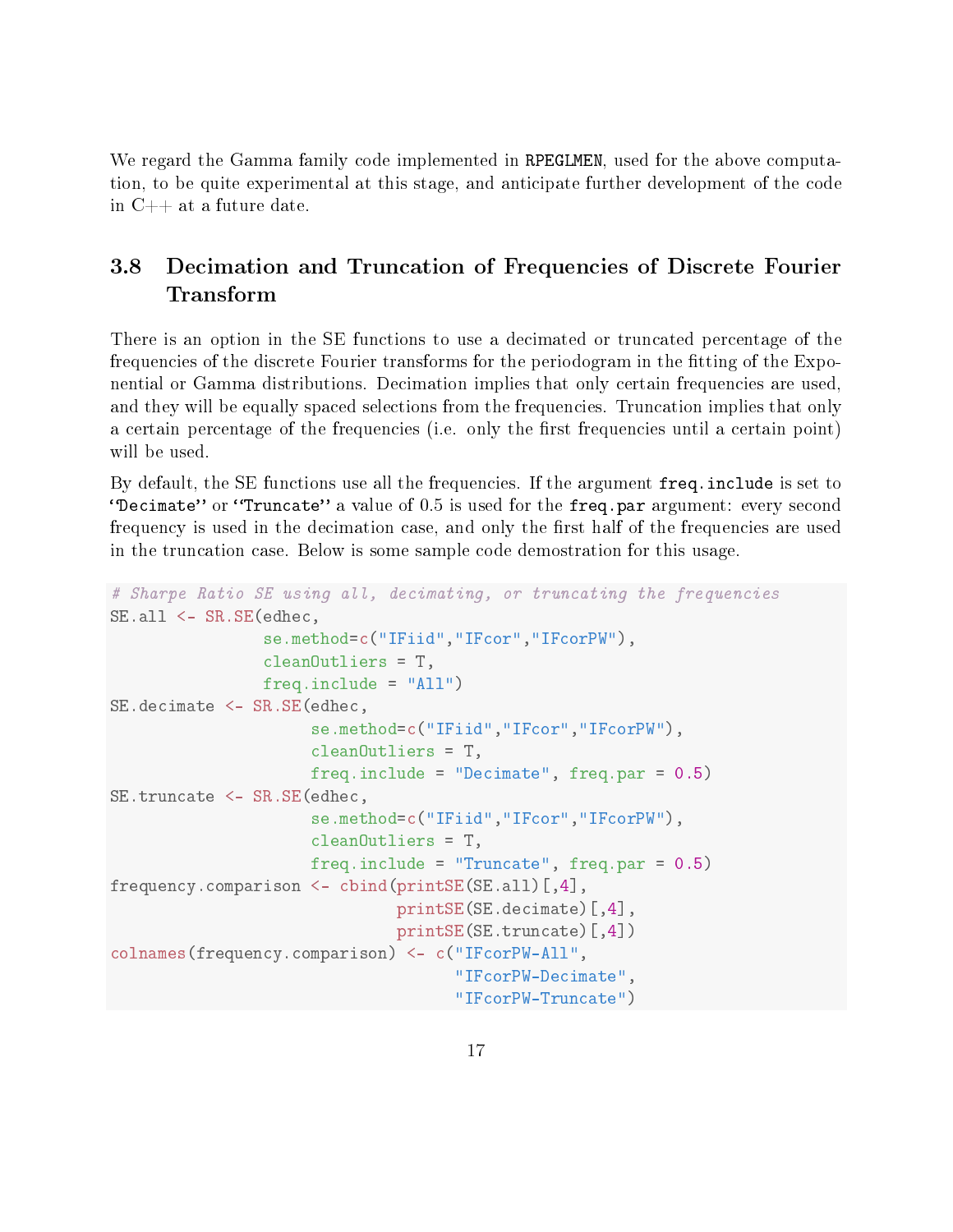We regard the Gamma family code implemented in RPEGLMEN, used for the above computation, to be quite experimental at this stage, and anticipate further development of the code in C++ at a future date.

## 3.8 Decimation and Truncation of Frequencies of Discrete Fourier Transform

There is an option in the SE functions to use a decimated or truncated percentage of the frequencies of the discrete Fourier transforms for the periodogram in the fitting of the Exponential or Gamma distributions. Decimation implies that only certain frequencies are used, and they will be equally spaced selections from the frequencies. Truncation implies that only a certain percentage of the frequencies (i.e. only the first frequencies until a certain point) will be used.

By default, the SE functions use all the frequencies. If the argument `freq.include` is set to ''Decimate'' or ''Truncate'' a value of 0.5 is used for the `freq.par` argument: every second frequency is used in the decimation case, and only the first half of the frequencies are used in the truncation case. Below is some sample code demostration for this usage.

```
# Sharpe Ratio SE using all, decimating, or truncating the frequencies
SE.all <- SR.SE(edhec,
                se.method=c("IFiid","IFcor","IFcorPW"),
                cleanOutliers = T,
                freq.include = "All")
SE.decimate <- SR.SE(edhec,
                     se.method=c("IFiid","IFcor","IFcorPW"),
                     cleanOutliers = T,
                     freq.include = "Decimate", freq.par = 0.5)
SE.truncate <- SR.SE(edhec,
                     se.method=c("IFiid","IFcor","IFcorPW"),
                     cleanOutliers = T,
                     freq.include = "Truncate", freq.par = 0.5)
frequency.comparison <- cbind(printSE(SE.all)[,4],
                              printSE(SE.decimate)[,4],
                              printSE(SE.truncate)[,4])
colnames(frequency.comparison) <- c("IFcorPW-All",
                                    "IFcorPW-Decimate",
                                    "IFcorPW-Truncate")
```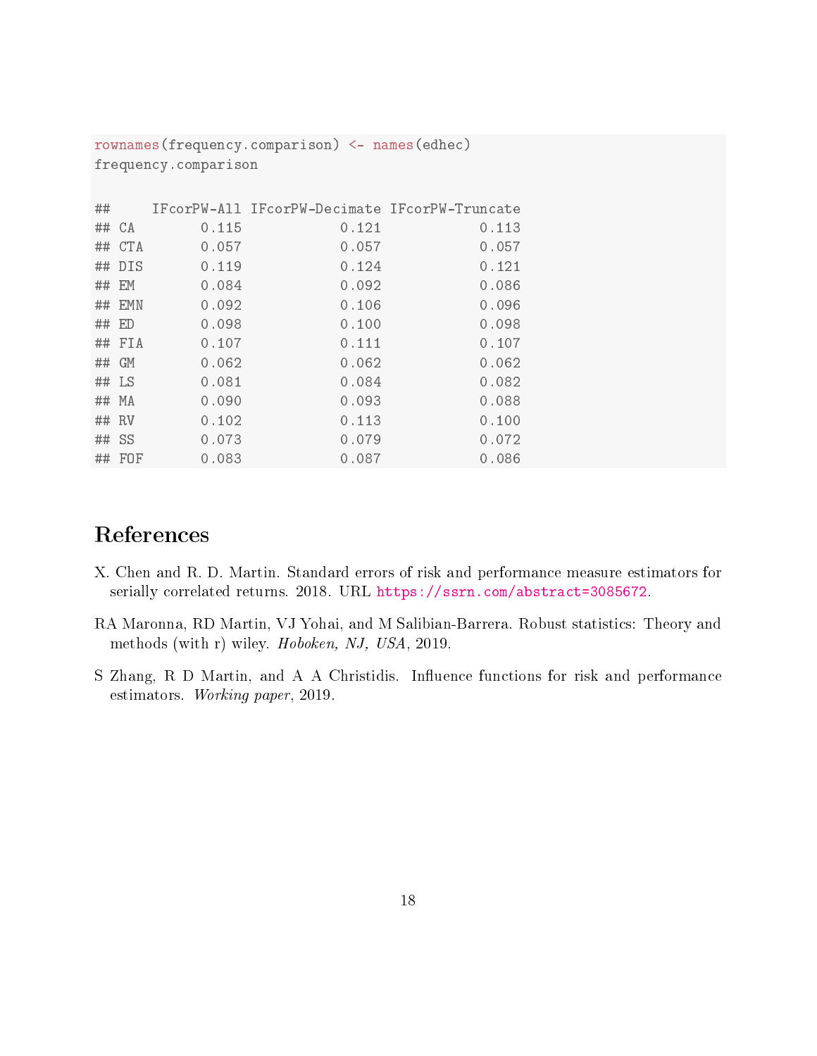```r
rownames(frequency.comparison) <- names(edhec)
frequency.comparison

##     IFcorPW-All IFcorPW-Decimate IFcorPW-Truncate
## CA        0.115            0.121            0.113
## CTA       0.057            0.057            0.057
## DIS       0.119            0.124            0.121
## EM        0.084            0.092            0.086
## EMN       0.092            0.106            0.096
## ED        0.098            0.100            0.098
## FIA       0.107            0.111            0.107
## GM        0.062            0.062            0.062
## LS        0.081            0.084            0.082
## MA        0.090            0.093            0.088
## RV        0.102            0.113            0.100
## SS        0.073            0.079            0.072
## FOF       0.083            0.087            0.086
```

# References

X. Chen and R. D. Martin. Standard errors of risk and performance measure estimators for serially correlated returns. 2018. URL https://ssrn.com/abstract=3085672.

RA Maronna, RD Martin, VJ Yohai, and M Salibian-Barrera. Robust statistics: Theory and methods (with r) wiley. *Hoboken, NJ, USA*, 2019.

S Zhang, R D Martin, and A A Christidis. Influence functions for risk and performance estimators. *Working paper*, 2019.